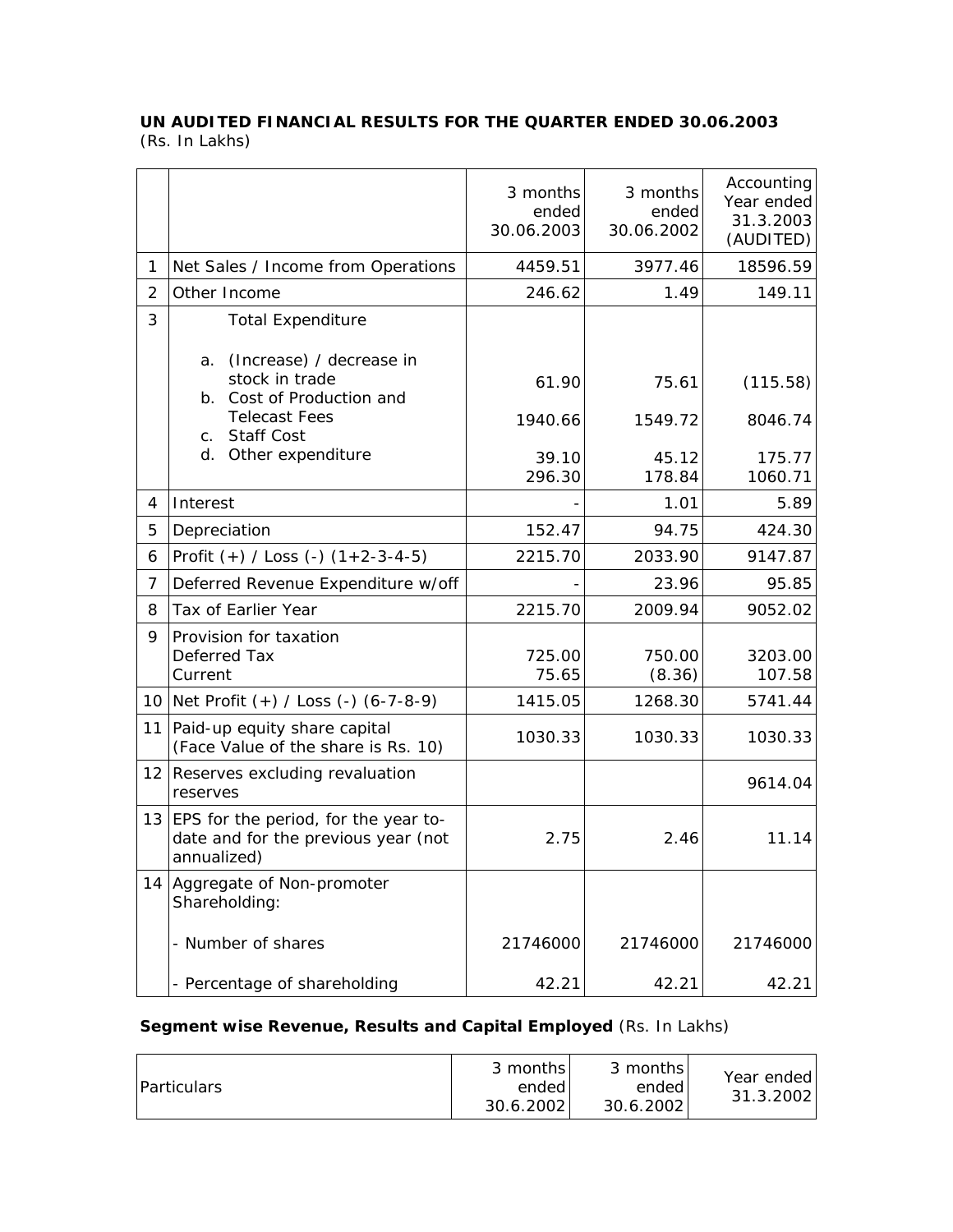**UN AUDITED FINANCIAL RESULTS FOR THE QUARTER ENDED 30.06.2003**
(Rs. In Lakhs)

| | | 3 months ended 30.06.2003 | 3 months ended 30.06.2002 | Accounting Year ended 31.3.2003 (AUDITED) |
|---|---|---|---|---|
| 1 | Net Sales / Income from Operations | 4459.51 | 3977.46 | 18596.59 |
| 2 | Other Income | 246.62 | 1.49 | 149.11 |
| 3 | Total Expenditure | | | |
| | a. (Increase) / decrease in stock in trade | 61.90 | 75.61 | (115.58) |
| | b. Cost of Production and Telecast Fees | 1940.66 | 1549.72 | 8046.74 |
| | c. Staff Cost | 39.10 | 45.12 | 175.77 |
| | d. Other expenditure | 296.30 | 178.84 | 1060.71 |
| 4 | Interest | - | 1.01 | 5.89 |
| 5 | Depreciation | 152.47 | 94.75 | 424.30 |
| 6 | Profit (+) / Loss (-) (1+2-3-4-5) | 2215.70 | 2033.90 | 9147.87 |
| 7 | Deferred Revenue Expenditure w/off | - | 23.96 | 95.85 |
| 8 | Tax of Earlier Year | 2215.70 | 2009.94 | 9052.02 |
| 9 | Provision for taxation | | | |
| | Deferred Tax | 725.00 | 750.00 | 3203.00 |
| | Current | 75.65 | (8.36) | 107.58 |
| 10 | Net Profit (+) / Loss (-) (6-7-8-9) | 1415.05 | 1268.30 | 5741.44 |
| 11 | Paid-up equity share capital (Face Value of the share is Rs. 10) | 1030.33 | 1030.33 | 1030.33 |
| 12 | Reserves excluding revaluation reserves | | | 9614.04 |
| 13 | EPS for the period, for the year to-date and for the previous year (not annualized) | 2.75 | 2.46 | 11.14 |
| 14 | Aggregate of Non-promoter Shareholding: | | | |
| | - Number of shares | 21746000 | 21746000 | 21746000 |
| | - Percentage of shareholding | 42.21 | 42.21 | 42.21 |

**Segment wise Revenue, Results and Capital Employed** (Rs. In Lakhs)

| Particulars | 3 months ended 30.6.2002 | 3 months ended 30.6.2002 | Year ended 31.3.2002 |
|---|---|---|---|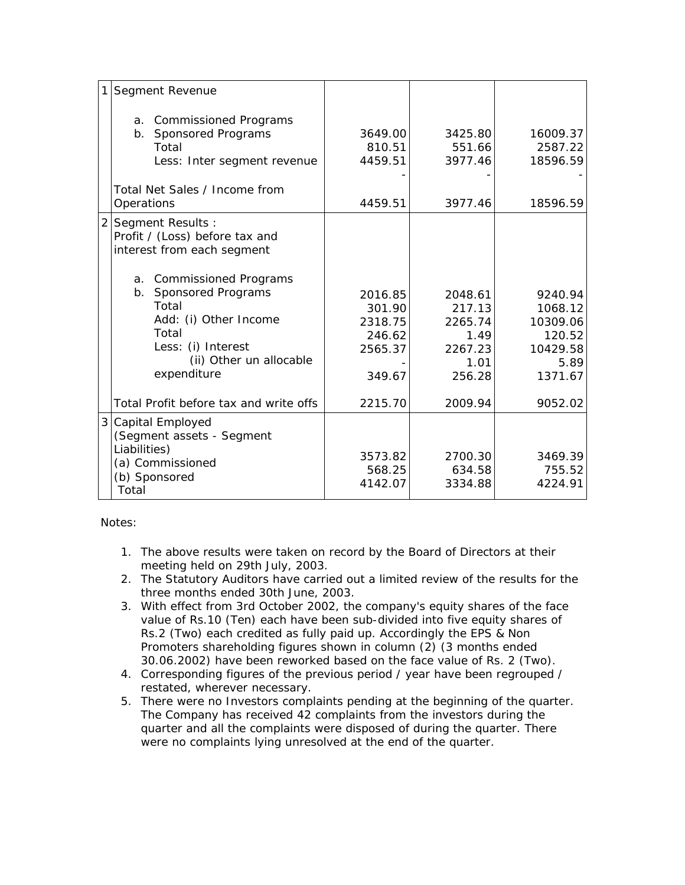| | | | | |
|---|---|---|---|---|
| 1 | Segment Revenue | | | |
| | a. Commissioned Programs | 3649.00 | 3425.80 | 16009.37 |
| | b. Sponsored Programs | 810.51 | 551.66 | 2587.22 |
| | Total | 4459.51 | 3977.46 | 18596.59 |
| | Less: Inter segment revenue | - | - | - |
| | Total Net Sales / Income from Operations | 4459.51 | 3977.46 | 18596.59 |
| 2 | Segment Results : Profit / (Loss) before tax and interest from each segment | | | |
| | a. Commissioned Programs | 2016.85 | 2048.61 | 9240.94 |
| | b. Sponsored Programs | 301.90 | 217.13 | 1068.12 |
| | Total | 2318.75 | 2265.74 | 10309.06 |
| | Add: (i) Other Income | 246.62 | 1.49 | 120.52 |
| | Total | 2565.37 | 2267.23 | 10429.58 |
| | Less: (i) Interest | - | 1.01 | 5.89 |
| | (ii) Other un allocable expenditure | 349.67 | 256.28 | 1371.67 |
| | Total Profit before tax and write offs | 2215.70 | 2009.94 | 9052.02 |
| 3 | Capital Employed (Segment assets - Segment Liabilities) | | | |
| | (a) Commissioned | 3573.82 | 2700.30 | 3469.39 |
| | (b) Sponsored | 568.25 | 634.58 | 755.52 |
| | Total | 4142.07 | 3334.88 | 4224.91 |

Notes:

1. The above results were taken on record by the Board of Directors at their meeting held on 29th July, 2003.
2. The Statutory Auditors have carried out a limited review of the results for the three months ended 30th June, 2003.
3. With effect from 3rd October 2002, the company's equity shares of the face value of Rs.10 (Ten) each have been sub-divided into five equity shares of Rs.2 (Two) each credited as fully paid up. Accordingly the EPS & Non Promoters shareholding figures shown in column (2) (3 months ended 30.06.2002) have been reworked based on the face value of Rs. 2 (Two).
4. Corresponding figures of the previous period / year have been regrouped / restated, wherever necessary.
5. There were no Investors complaints pending at the beginning of the quarter. The Company has received 42 complaints from the investors during the quarter and all the complaints were disposed of during the quarter. There were no complaints lying unresolved at the end of the quarter.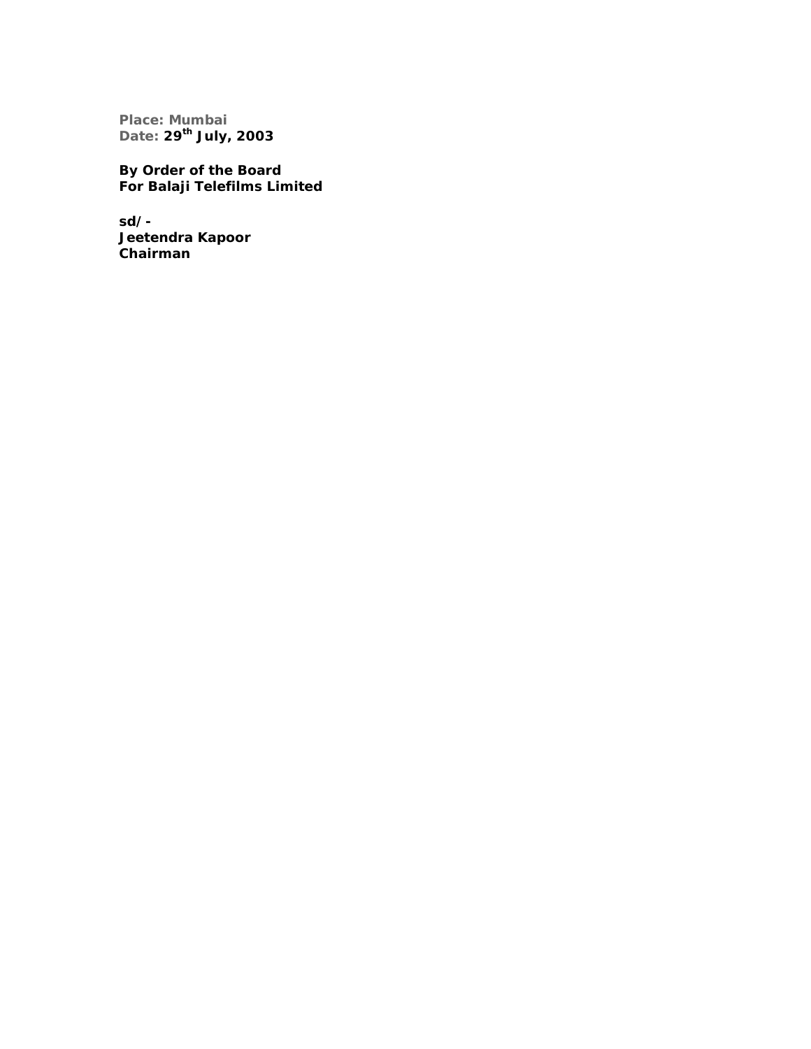**Place: Mumbai**
**Date: 29th July, 2003**

**By Order of the Board**
**For Balaji Telefilms Limited**

**sd/-**
**Jeetendra Kapoor**
**Chairman**